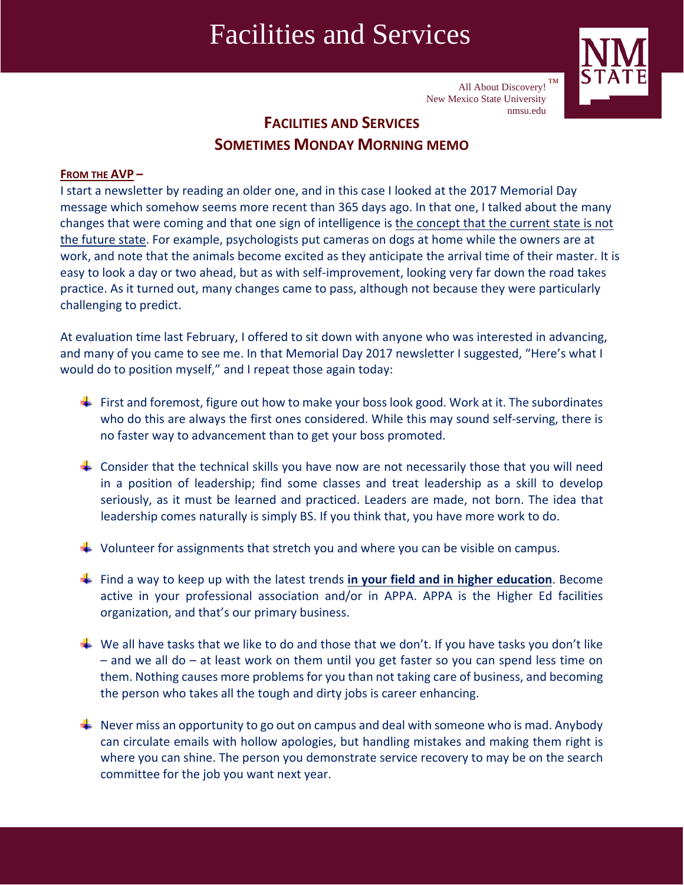# Facilities and Services

All About Discovery!™
New Mexico State University
nmsu.edu

## FACILITIES AND SERVICES
## SOMETIMES MONDAY MORNING MEMO

**FROM THE AVP –**

I start a newsletter by reading an older one, and in this case I looked at the 2017 Memorial Day message which somehow seems more recent than 365 days ago. In that one, I talked about the many changes that were coming and that one sign of intelligence is the concept that the current state is not the future state. For example, psychologists put cameras on dogs at home while the owners are at work, and note that the animals become excited as they anticipate the arrival time of their master. It is easy to look a day or two ahead, but as with self-improvement, looking very far down the road takes practice. As it turned out, many changes came to pass, although not because they were particularly challenging to predict.

At evaluation time last February, I offered to sit down with anyone who was interested in advancing, and many of you came to see me. In that Memorial Day 2017 newsletter I suggested, "Here's what I would do to position myself," and I repeat those again today:

- First and foremost, figure out how to make your boss look good. Work at it. The subordinates who do this are always the first ones considered. While this may sound self-serving, there is no faster way to advancement than to get your boss promoted.

- Consider that the technical skills you have now are not necessarily those that you will need in a position of leadership; find some classes and treat leadership as a skill to develop seriously, as it must be learned and practiced. Leaders are made, not born. The idea that leadership comes naturally is simply BS. If you think that, you have more work to do.

- Volunteer for assignments that stretch you and where you can be visible on campus.

- Find a way to keep up with the latest trends **in your field and in higher education**. Become active in your professional association and/or in APPA. APPA is the Higher Ed facilities organization, and that's our primary business.

- We all have tasks that we like to do and those that we don't. If you have tasks you don't like – and we all do – at least work on them until you get faster so you can spend less time on them. Nothing causes more problems for you than not taking care of business, and becoming the person who takes all the tough and dirty jobs is career enhancing.

- Never miss an opportunity to go out on campus and deal with someone who is mad. Anybody can circulate emails with hollow apologies, but handling mistakes and making them right is where you can shine. The person you demonstrate service recovery to may be on the search committee for the job you want next year.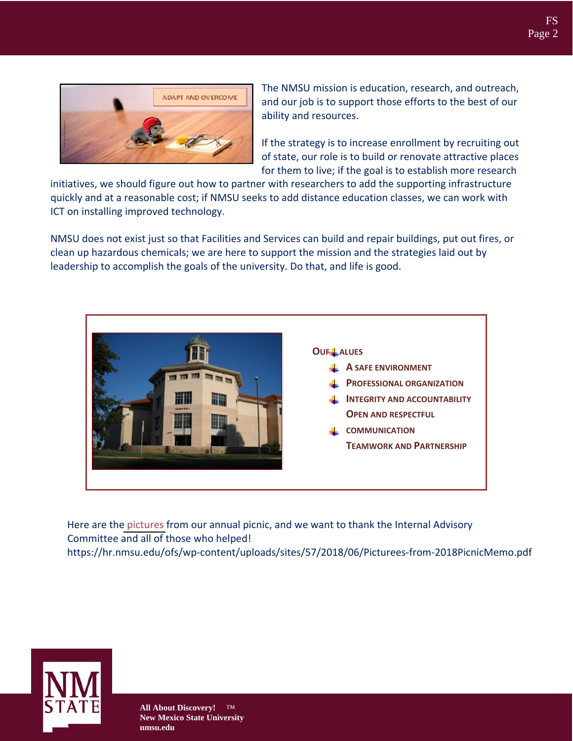The NMSU mission is education, research, and outreach, and our job is to support those efforts to the best of our ability and resources.

If the strategy is to increase enrollment by recruiting out of state, our role is to build or renovate attractive places for them to live; if the goal is to establish more research initiatives, we should figure out how to partner with researchers to add the supporting infrastructure quickly and at a reasonable cost; if NMSU seeks to add distance education classes, we can work with ICT on installing improved technology.

NMSU does not exist just so that Facilities and Services can build and repair buildings, put out fires, or clean up hazardous chemicals; we are here to support the mission and the strategies laid out by leadership to accomplish the goals of the university. Do that, and life is good.

**OUR VALUES**

- **A SAFE ENVIRONMENT**
- **PROFESSIONAL ORGANIZATION**
- **INTEGRITY AND ACCOUNTABILITY**
- **OPEN AND RESPECTFUL**
- **COMMUNICATION**
- **TEAMWORK AND PARTNERSHIP**

Here are the pictures from our annual picnic, and we want to thank the Internal Advisory Committee and all of those who helped!
https://hr.nmsu.edu/ofs/wp-content/uploads/sites/57/2018/06/Picturees-from-2018PicnicMemo.pdf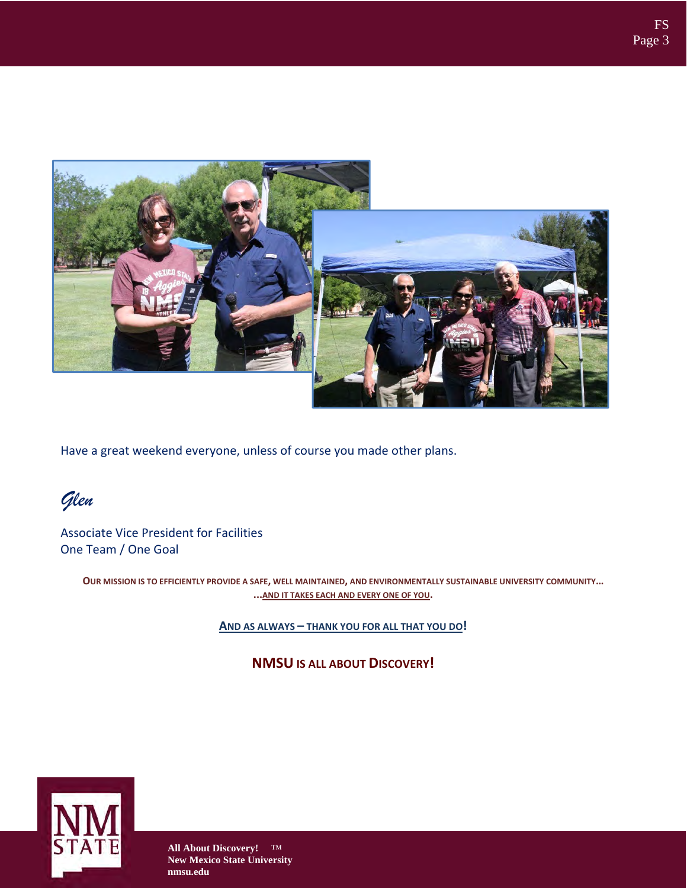Have a great weekend everyone, unless of course you made other plans.

*Glen*

Associate Vice President for Facilities
One Team / One Goal

**OUR MISSION IS TO EFFICIENTLY PROVIDE A SAFE, WELL MAINTAINED, AND ENVIRONMENTALLY SUSTAINABLE UNIVERSITY COMMUNITY…**
**…AND IT TAKES EACH AND EVERY ONE OF YOU.**

**AND AS ALWAYS – THANK YOU FOR ALL THAT YOU DO!**

**NMSU IS ALL ABOUT DISCOVERY!**